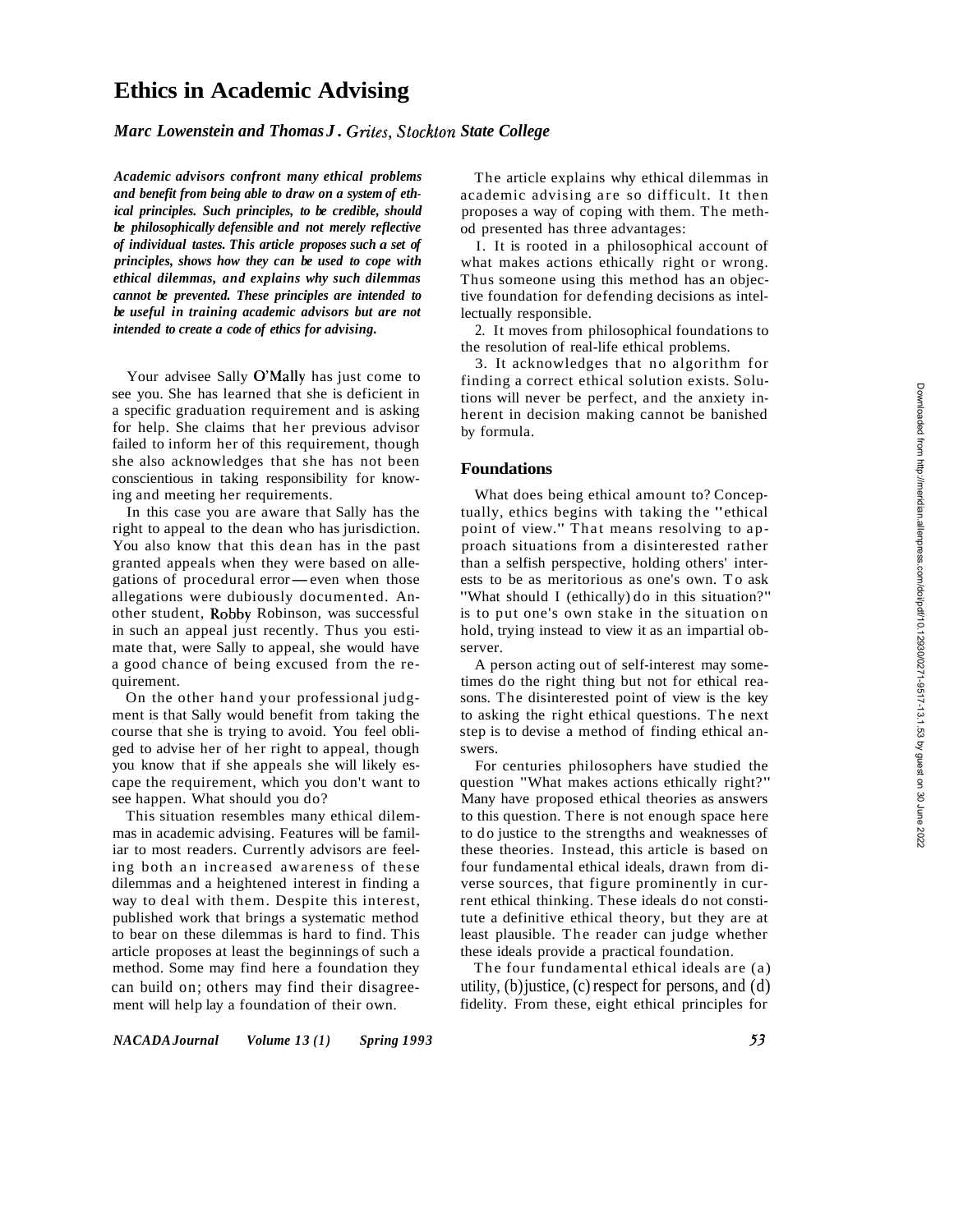# Ethics in Academic Advising

*Marc Lowenstein and Thomas J. Grites, Stockton State College*

***Academic advisors confront many ethical problems and benefit from being able to draw on a system of ethical principles. Such principles, to be credible, should be philosophically defensible and not merely reflective of individual tastes. This article proposes such a set of principles, shows how they can be used to cope with ethical dilemmas, and explains why such dilemmas cannot be prevented. These principles are intended to be useful in training academic advisors but are not intended to create a code of ethics for advising.***

Your advisee Sally O'Mally has just come to see you. She has learned that she is deficient in a specific graduation requirement and is asking for help. She claims that her previous advisor failed to inform her of this requirement, though she also acknowledges that she has not been conscientious in taking responsibility for knowing and meeting her requirements.

In this case you are aware that Sally has the right to appeal to the dean who has jurisdiction. You also know that this dean has in the past granted appeals when they were based on allegations of procedural error—even when those allegations were dubiously documented. Another student, Robby Robinson, was successful in such an appeal just recently. Thus you estimate that, were Sally to appeal, she would have a good chance of being excused from the requirement.

On the other hand your professional judgment is that Sally would benefit from taking the course that she is trying to avoid. You feel obliged to advise her of her right to appeal, though you know that if she appeals she will likely escape the requirement, which you don't want to see happen. What should you do?

This situation resembles many ethical dilemmas in academic advising. Features will be familiar to most readers. Currently advisors are feeling both an increased awareness of these dilemmas and a heightened interest in finding a way to deal with them. Despite this interest, published work that brings a systematic method to bear on these dilemmas is hard to find. This article proposes at least the beginnings of such a method. Some may find here a foundation they can build on; others may find their disagreement will help lay a foundation of their own.

The article explains why ethical dilemmas in academic advising are so difficult. It then proposes a way of coping with them. The method presented has three advantages:

1. It is rooted in a philosophical account of what makes actions ethically right or wrong. Thus someone using this method has an objective foundation for defending decisions as intellectually responsible.
2. It moves from philosophical foundations to the resolution of real-life ethical problems.
3. It acknowledges that no algorithm for finding a correct ethical solution exists. Solutions will never be perfect, and the anxiety inherent in decision making cannot be banished by formula.

## Foundations

What does being ethical amount to? Conceptually, ethics begins with taking the "ethical point of view." That means resolving to approach situations from a disinterested rather than a selfish perspective, holding others' interests to be as meritorious as one's own. To ask "What should I (ethically) do in this situation?" is to put one's own stake in the situation on hold, trying instead to view it as an impartial observer.

A person acting out of self-interest may sometimes do the right thing but not for ethical reasons. The disinterested point of view is the key to asking the right ethical questions. The next step is to devise a method of finding ethical answers.

For centuries philosophers have studied the question "What makes actions ethically right?" Many have proposed ethical theories as answers to this question. There is not enough space here to do justice to the strengths and weaknesses of these theories. Instead, this article is based on four fundamental ethical ideals, drawn from diverse sources, that figure prominently in current ethical thinking. These ideals do not constitute a definitive ethical theory, but they are at least plausible. The reader can judge whether these ideals provide a practical foundation.

The four fundamental ethical ideals are (a) utility, (b) justice, (c) respect for persons, and (d) fidelity. From these, eight ethical principles for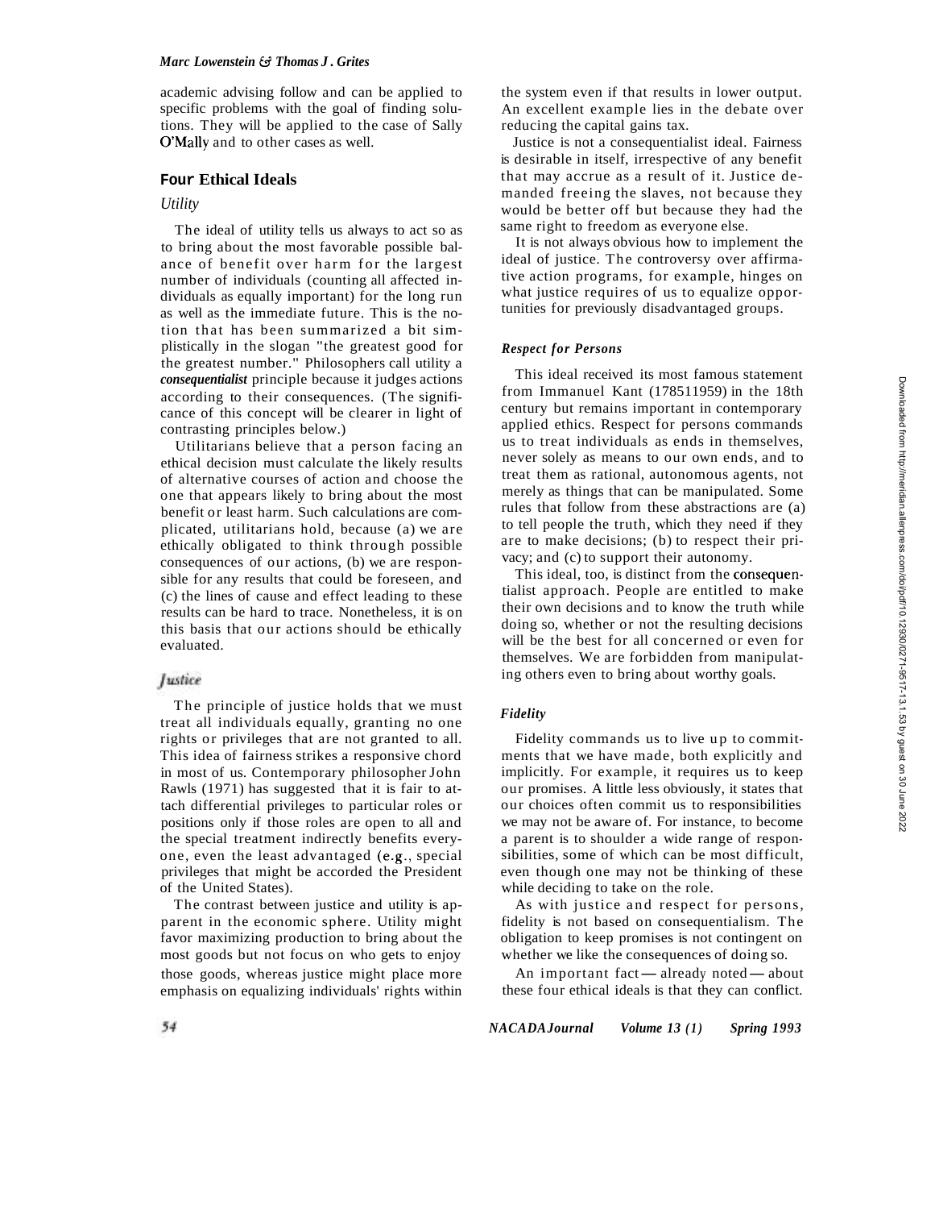academic advising follow and can be applied to specific problems with the goal of finding solutions. They will be applied to the case of Sally O'Mally and to other cases as well.

## Four Ethical Ideals

### *Utility*

The ideal of utility tells us always to act so as to bring about the most favorable possible balance of benefit over harm for the largest number of individuals (counting all affected individuals as equally important) for the long run as well as the immediate future. This is the notion that has been summarized a bit simplistically in the slogan "the greatest good for the greatest number." Philosophers call utility a ***consequentialist*** principle because it judges actions according to their consequences. (The significance of this concept will be clearer in light of contrasting principles below.)

Utilitarians believe that a person facing an ethical decision must calculate the likely results of alternative courses of action and choose the one that appears likely to bring about the most benefit or least harm. Such calculations are complicated, utilitarians hold, because (a) we are ethically obligated to think through possible consequences of our actions, (b) we are responsible for any results that could be foreseen, and (c) the lines of cause and effect leading to these results can be hard to trace. Nonetheless, it is on this basis that our actions should be ethically evaluated.

### *Justice*

The principle of justice holds that we must treat all individuals equally, granting no one rights or privileges that are not granted to all. This idea of fairness strikes a responsive chord in most of us. Contemporary philosopher John Rawls (1971) has suggested that it is fair to attach differential privileges to particular roles or positions only if those roles are open to all and the special treatment indirectly benefits everyone, even the least advantaged (e.g., special privileges that might be accorded the President of the United States).

The contrast between justice and utility is apparent in the economic sphere. Utility might favor maximizing production to bring about the most goods but not focus on who gets to enjoy those goods, whereas justice might place more emphasis on equalizing individuals' rights within the system even if that results in lower output. An excellent example lies in the debate over reducing the capital gains tax.

Justice is not a consequentialist ideal. Fairness is desirable in itself, irrespective of any benefit that may accrue as a result of it. Justice demanded freeing the slaves, not because they would be better off but because they had the same right to freedom as everyone else.

It is not always obvious how to implement the ideal of justice. The controversy over affirmative action programs, for example, hinges on what justice requires of us to equalize opportunities for previously disadvantaged groups.

### *Respect for Persons*

This ideal received its most famous statement from Immanuel Kant (178511959) in the 18th century but remains important in contemporary applied ethics. Respect for persons commands us to treat individuals as ends in themselves, never solely as means to our own ends, and to treat them as rational, autonomous agents, not merely as things that can be manipulated. Some rules that follow from these abstractions are (a) to tell people the truth, which they need if they are to make decisions; (b) to respect their privacy; and (c) to support their autonomy.

This ideal, too, is distinct from the consequentialist approach. People are entitled to make their own decisions and to know the truth while doing so, whether or not the resulting decisions will be the best for all concerned or even for themselves. We are forbidden from manipulating others even to bring about worthy goals.

### *Fidelity*

Fidelity commands us to live up to commitments that we have made, both explicitly and implicitly. For example, it requires us to keep our promises. A little less obviously, it states that our choices often commit us to responsibilities we may not be aware of. For instance, to become a parent is to shoulder a wide range of responsibilities, some of which can be most difficult, even though one may not be thinking of these while deciding to take on the role.

As with justice and respect for persons, fidelity is not based on consequentialism. The obligation to keep promises is not contingent on whether we like the consequences of doing so.

An important fact — already noted — about these four ethical ideals is that they can conflict.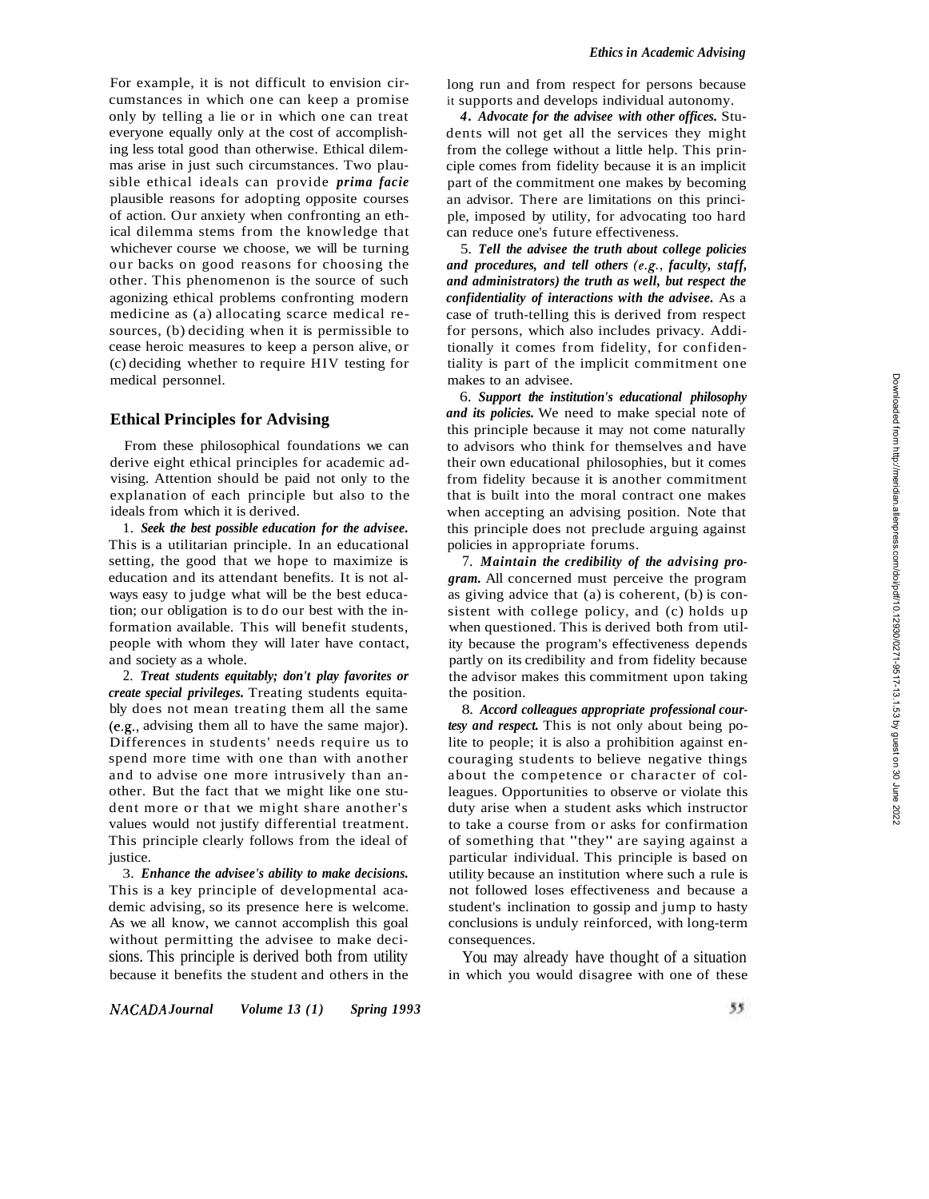For example, it is not difficult to envision circumstances in which one can keep a promise only by telling a lie or in which one can treat everyone equally only at the cost of accomplishing less total good than otherwise. Ethical dilemmas arise in just such circumstances. Two plausible ethical ideals can provide *prima facie* plausible reasons for adopting opposite courses of action. Our anxiety when confronting an ethical dilemma stems from the knowledge that whichever course we choose, we will be turning our backs on good reasons for choosing the other. This phenomenon is the source of such agonizing ethical problems confronting modern medicine as (a) allocating scarce medical resources, (b) deciding when it is permissible to cease heroic measures to keep a person alive, or (c) deciding whether to require HIV testing for medical personnel.

## Ethical Principles for Advising

From these philosophical foundations we can derive eight ethical principles for academic advising. Attention should be paid not only to the explanation of each principle but also to the ideals from which it is derived.

1. ***Seek the best possible education for the advisee.*** This is a utilitarian principle. In an educational setting, the good that we hope to maximize is education and its attendant benefits. It is not always easy to judge what will be the best education; our obligation is to do our best with the information available. This will benefit students, people with whom they will later have contact, and society as a whole.

2. ***Treat students equitably; don't play favorites or create special privileges.*** Treating students equitably does not mean treating them all the same (e.g., advising them all to have the same major). Differences in students' needs require us to spend more time with one than with another and to advise one more intrusively than another. But the fact that we might like one student more or that we might share another's values would not justify differential treatment. This principle clearly follows from the ideal of justice.

3. ***Enhance the advisee's ability to make decisions.*** This is a key principle of developmental academic advising, so its presence here is welcome. As we all know, we cannot accomplish this goal without permitting the advisee to make decisions. This principle is derived both from utility because it benefits the student and others in the long run and from respect for persons because it supports and develops individual autonomy.

4. ***Advocate for the advisee with other offices.*** Students will not get all the services they might from the college without a little help. This principle comes from fidelity because it is an implicit part of the commitment one makes by becoming an advisor. There are limitations on this principle, imposed by utility, for advocating too hard can reduce one's future effectiveness.

5. ***Tell the advisee the truth about college policies and procedures, and tell others (e.g., faculty, staff, and administrators) the truth as well, but respect the confidentiality of interactions with the advisee.*** As a case of truth-telling this is derived from respect for persons, which also includes privacy. Additionally it comes from fidelity, for confidentiality is part of the implicit commitment one makes to an advisee.

6. ***Support the institution's educational philosophy and its policies.*** We need to make special note of this principle because it may not come naturally to advisors who think for themselves and have their own educational philosophies, but it comes from fidelity because it is another commitment that is built into the moral contract one makes when accepting an advising position. Note that this principle does not preclude arguing against policies in appropriate forums.

7. ***Maintain the credibility of the advising program.*** All concerned must perceive the program as giving advice that (a) is coherent, (b) is consistent with college policy, and (c) holds up when questioned. This is derived both from utility because the program's effectiveness depends partly on its credibility and from fidelity because the advisor makes this commitment upon taking the position.

8. ***Accord colleagues appropriate professional courtesy and respect.*** This is not only about being polite to people; it is also a prohibition against encouraging students to believe negative things about the competence or character of colleagues. Opportunities to observe or violate this duty arise when a student asks which instructor to take a course from or asks for confirmation of something that "they" are saying against a particular individual. This principle is based on utility because an institution where such a rule is not followed loses effectiveness and because a student's inclination to gossip and jump to hasty conclusions is unduly reinforced, with long-term consequences.

You may already have thought of a situation in which you would disagree with one of these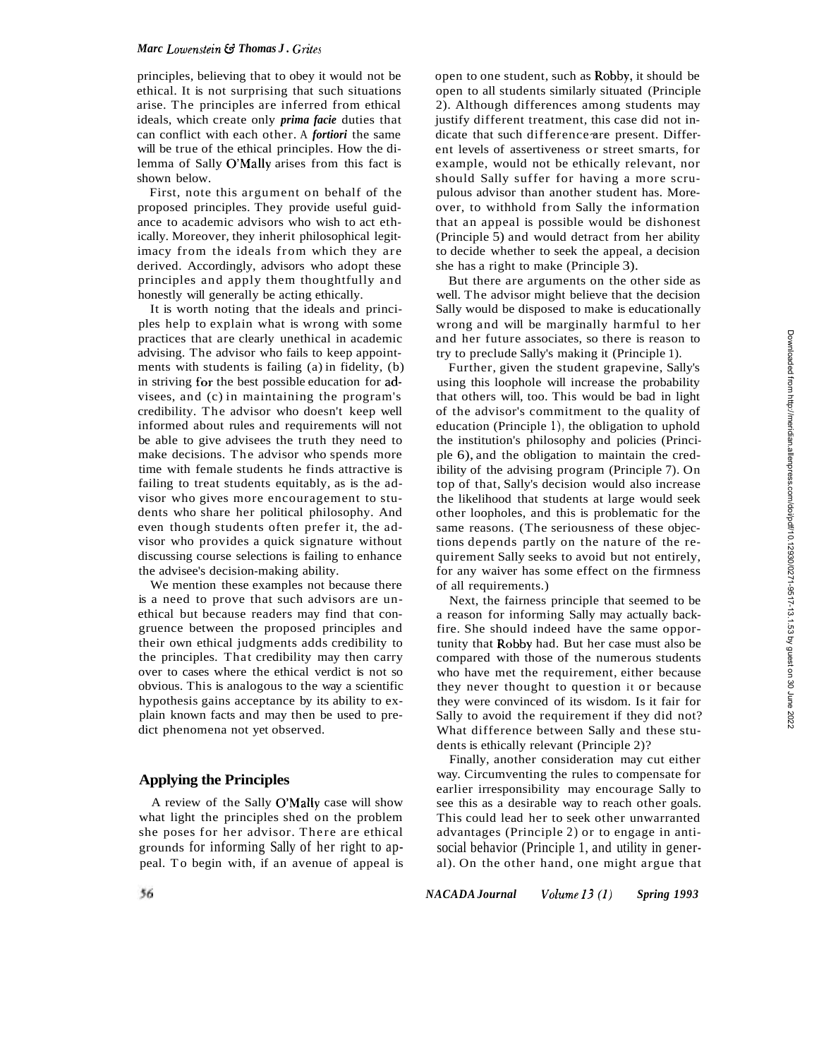principles, believing that to obey it would not be ethical. It is not surprising that such situations arise. The principles are inferred from ethical ideals, which create only ***prima facie*** duties that can conflict with each other. A ***fortiori*** the same will be true of the ethical principles. How the dilemma of Sally O'Mally arises from this fact is shown below.

First, note this argument on behalf of the proposed principles. They provide useful guidance to academic advisors who wish to act ethically. Moreover, they inherit philosophical legitimacy from the ideals from which they are derived. Accordingly, advisors who adopt these principles and apply them thoughtfully and honestly will generally be acting ethically.

It is worth noting that the ideals and principles help to explain what is wrong with some practices that are clearly unethical in academic advising. The advisor who fails to keep appointments with students is failing (a) in fidelity, (b) in striving for the best possible education for advisees, and (c) in maintaining the program's credibility. The advisor who doesn't keep well informed about rules and requirements will not be able to give advisees the truth they need to make decisions. The advisor who spends more time with female students he finds attractive is failing to treat students equitably, as is the advisor who gives more encouragement to students who share her political philosophy. And even though students often prefer it, the advisor who provides a quick signature without discussing course selections is failing to enhance the advisee's decision-making ability.

We mention these examples not because there is a need to prove that such advisors are unethical but because readers may find that congruence between the proposed principles and their own ethical judgments adds credibility to the principles. That credibility may then carry over to cases where the ethical verdict is not so obvious. This is analogous to the way a scientific hypothesis gains acceptance by its ability to explain known facts and may then be used to predict phenomena not yet observed.

## Applying the Principles

A review of the Sally O'Mally case will show what light the principles shed on the problem she poses for her advisor. There are ethical grounds for informing Sally of her right to appeal. To begin with, if an avenue of appeal is open to one student, such as Robby, it should be open to all students similarly situated (Principle 2). Although differences among students may justify different treatment, this case did not indicate that such differences are present. Different levels of assertiveness or street smarts, for example, would not be ethically relevant, nor should Sally suffer for having a more scrupulous advisor than another student has. Moreover, to withhold from Sally the information that an appeal is possible would be dishonest (Principle 5) and would detract from her ability to decide whether to seek the appeal, a decision she has a right to make (Principle 3).

But there are arguments on the other side as well. The advisor might believe that the decision Sally would be disposed to make is educationally wrong and will be marginally harmful to her and her future associates, so there is reason to try to preclude Sally's making it (Principle 1).

Further, given the student grapevine, Sally's using this loophole will increase the probability that others will, too. This would be bad in light of the advisor's commitment to the quality of education (Principle 1), the obligation to uphold the institution's philosophy and policies (Principle 6), and the obligation to maintain the credibility of the advising program (Principle 7). On top of that, Sally's decision would also increase the likelihood that students at large would seek other loopholes, and this is problematic for the same reasons. (The seriousness of these objections depends partly on the nature of the requirement Sally seeks to avoid but not entirely, for any waiver has some effect on the firmness of all requirements.)

Next, the fairness principle that seemed to be a reason for informing Sally may actually backfire. She should indeed have the same opportunity that Robby had. But her case must also be compared with those of the numerous students who have met the requirement, either because they never thought to question it or because they were convinced of its wisdom. Is it fair for Sally to avoid the requirement if they did not? What difference between Sally and these students is ethically relevant (Principle 2)?

Finally, another consideration may cut either way. Circumventing the rules to compensate for earlier irresponsibility may encourage Sally to see this as a desirable way to reach other goals. This could lead her to seek other unwarranted advantages (Principle 2) or to engage in antisocial behavior (Principle 1, and utility in general). On the other hand, one might argue that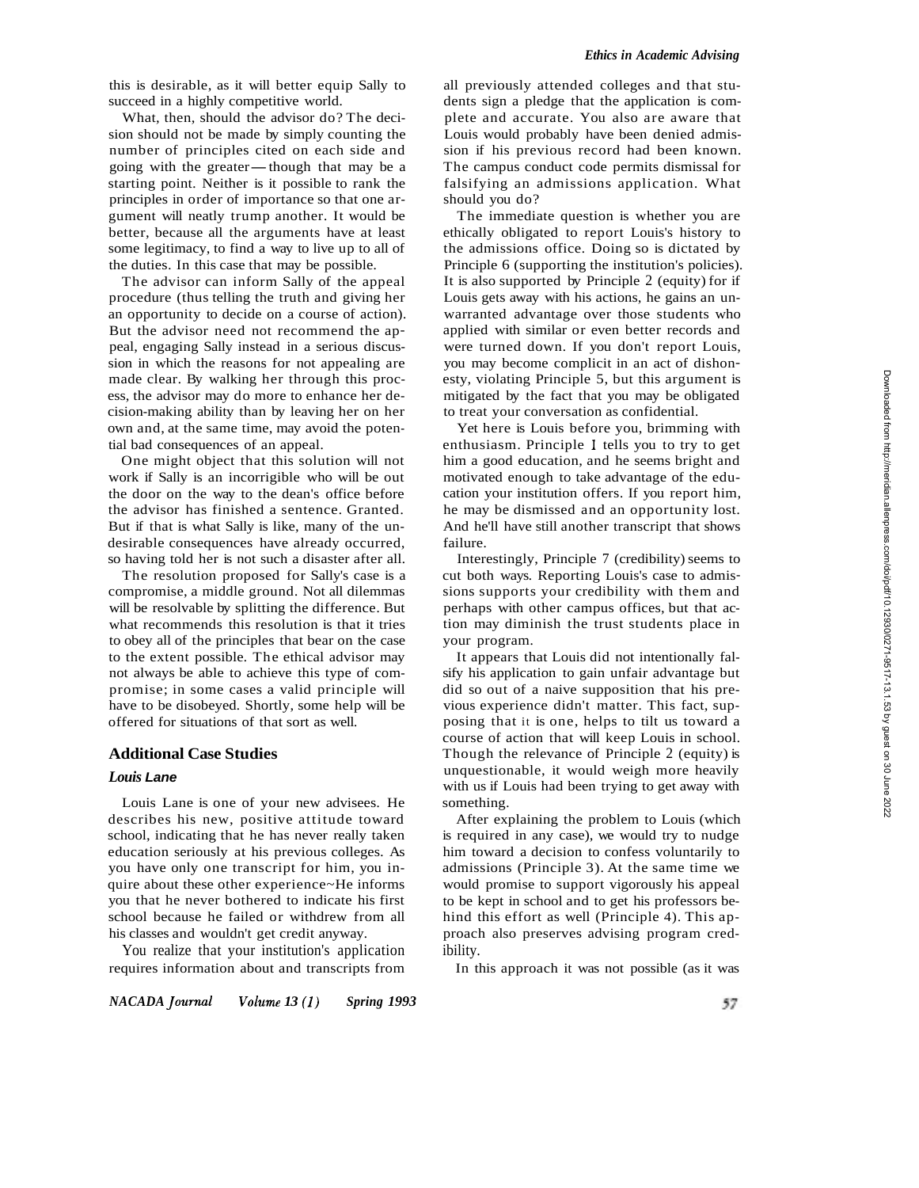this is desirable, as it will better equip Sally to succeed in a highly competitive world.

What, then, should the advisor do? The decision should not be made by simply counting the number of principles cited on each side and going with the greater — though that may be a starting point. Neither is it possible to rank the principles in order of importance so that one argument will neatly trump another. It would be better, because all the arguments have at least some legitimacy, to find a way to live up to all of the duties. In this case that may be possible.

The advisor can inform Sally of the appeal procedure (thus telling the truth and giving her an opportunity to decide on a course of action). But the advisor need not recommend the appeal, engaging Sally instead in a serious discussion in which the reasons for not appealing are made clear. By walking her through this process, the advisor may do more to enhance her decision-making ability than by leaving her on her own and, at the same time, may avoid the potential bad consequences of an appeal.

One might object that this solution will not work if Sally is an incorrigible who will be out the door on the way to the dean's office before the advisor has finished a sentence. Granted. But if that is what Sally is like, many of the undesirable consequences have already occurred, so having told her is not such a disaster after all.

The resolution proposed for Sally's case is a compromise, a middle ground. Not all dilemmas will be resolvable by splitting the difference. But what recommends this resolution is that it tries to obey all of the principles that bear on the case to the extent possible. The ethical advisor may not always be able to achieve this type of compromise; in some cases a valid principle will have to be disobeyed. Shortly, some help will be offered for situations of that sort as well.

## Additional Case Studies

### *Louis Lane*

Louis Lane is one of your new advisees. He describes his new, positive attitude toward school, indicating that he has never really taken education seriously at his previous colleges. As you have only one transcript for him, you inquire about these other experience~He informs you that he never bothered to indicate his first school because he failed or withdrew from all his classes and wouldn't get credit anyway.

You realize that your institution's application requires information about and transcripts from all previously attended colleges and that students sign a pledge that the application is complete and accurate. You also are aware that Louis would probably have been denied admission if his previous record had been known. The campus conduct code permits dismissal for falsifying an admissions application. What should you do?

The immediate question is whether you are ethically obligated to report Louis's history to the admissions office. Doing so is dictated by Principle 6 (supporting the institution's policies). It is also supported by Principle 2 (equity) for if Louis gets away with his actions, he gains an unwarranted advantage over those students who applied with similar or even better records and were turned down. If you don't report Louis, you may become complicit in an act of dishonesty, violating Principle 5, but this argument is mitigated by the fact that you may be obligated to treat your conversation as confidential.

Yet here is Louis before you, brimming with enthusiasm. Principle 1 tells you to try to get him a good education, and he seems bright and motivated enough to take advantage of the education your institution offers. If you report him, he may be dismissed and an opportunity lost. And he'll have still another transcript that shows failure.

Interestingly, Principle 7 (credibility) seems to cut both ways. Reporting Louis's case to admissions supports your credibility with them and perhaps with other campus offices, but that action may diminish the trust students place in your program.

It appears that Louis did not intentionally falsify his application to gain unfair advantage but did so out of a naive supposition that his previous experience didn't matter. This fact, supposing that it is one, helps to tilt us toward a course of action that will keep Louis in school. Though the relevance of Principle 2 (equity) is unquestionable, it would weigh more heavily with us if Louis had been trying to get away with something.

After explaining the problem to Louis (which is required in any case), we would try to nudge him toward a decision to confess voluntarily to admissions (Principle 3). At the same time we would promise to support vigorously his appeal to be kept in school and to get his professors behind this effort as well (Principle 4). This approach also preserves advising program credibility.

In this approach it was not possible (as it was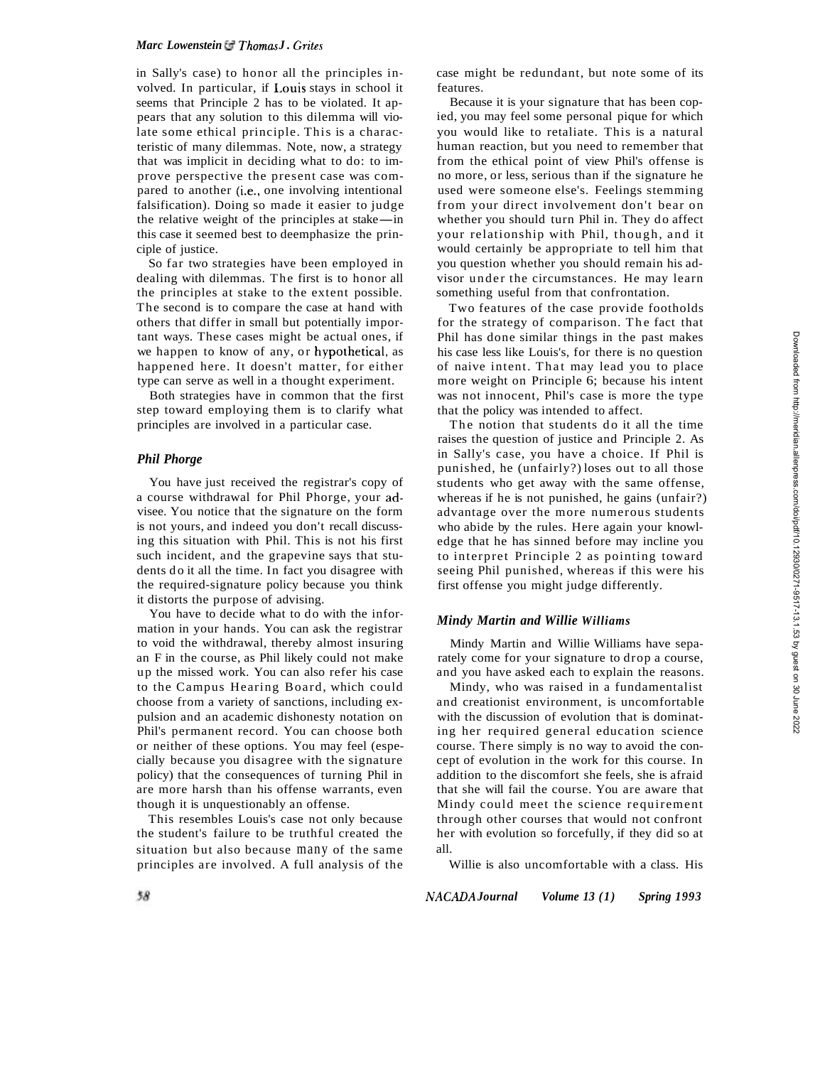in Sally's case) to honor all the principles involved. In particular, if Louis stays in school it seems that Principle 2 has to be violated. It appears that any solution to this dilemma will violate some ethical principle. This is a characteristic of many dilemmas. Note, now, a strategy that was implicit in deciding what to do: to improve perspective the present case was compared to another (i.e., one involving intentional falsification). Doing so made it easier to judge the relative weight of the principles at stake—in this case it seemed best to deemphasize the principle of justice.

So far two strategies have been employed in dealing with dilemmas. The first is to honor all the principles at stake to the extent possible. The second is to compare the case at hand with others that differ in small but potentially important ways. These cases might be actual ones, if we happen to know of any, or hypothetical, as happened here. It doesn't matter, for either type can serve as well in a thought experiment.

Both strategies have in common that the first step toward employing them is to clarify what principles are involved in a particular case.

### *Phil Phorge*

You have just received the registrar's copy of a course withdrawal for Phil Phorge, your advisee. You notice that the signature on the form is not yours, and indeed you don't recall discussing this situation with Phil. This is not his first such incident, and the grapevine says that students do it all the time. In fact you disagree with the required-signature policy because you think it distorts the purpose of advising.

You have to decide what to do with the information in your hands. You can ask the registrar to void the withdrawal, thereby almost insuring an F in the course, as Phil likely could not make up the missed work. You can also refer his case to the Campus Hearing Board, which could choose from a variety of sanctions, including expulsion and an academic dishonesty notation on Phil's permanent record. You can choose both or neither of these options. You may feel (especially because you disagree with the signature policy) that the consequences of turning Phil in are more harsh than his offense warrants, even though it is unquestionably an offense.

This resembles Louis's case not only because the student's failure to be truthful created the situation but also because many of the same principles are involved. A full analysis of the case might be redundant, but note some of its features.

Because it is your signature that has been copied, you may feel some personal pique for which you would like to retaliate. This is a natural human reaction, but you need to remember that from the ethical point of view Phil's offense is no more, or less, serious than if the signature he used were someone else's. Feelings stemming from your direct involvement don't bear on whether you should turn Phil in. They do affect your relationship with Phil, though, and it would certainly be appropriate to tell him that you question whether you should remain his advisor under the circumstances. He may learn something useful from that confrontation.

Two features of the case provide footholds for the strategy of comparison. The fact that Phil has done similar things in the past makes his case less like Louis's, for there is no question of naive intent. That may lead you to place more weight on Principle 6; because his intent was not innocent, Phil's case is more the type that the policy was intended to affect.

The notion that students do it all the time raises the question of justice and Principle 2. As in Sally's case, you have a choice. If Phil is punished, he (unfairly?) loses out to all those students who get away with the same offense, whereas if he is not punished, he gains (unfair?) advantage over the more numerous students who abide by the rules. Here again your knowledge that he has sinned before may incline you to interpret Principle 2 as pointing toward seeing Phil punished, whereas if this were his first offense you might judge differently.

### *Mindy Martin and Willie Williams*

Mindy Martin and Willie Williams have separately come for your signature to drop a course, and you have asked each to explain the reasons.

Mindy, who was raised in a fundamentalist and creationist environment, is uncomfortable with the discussion of evolution that is dominating her required general education science course. There simply is no way to avoid the concept of evolution in the work for this course. In addition to the discomfort she feels, she is afraid that she will fail the course. You are aware that Mindy could meet the science requirement through other courses that would not confront her with evolution so forcefully, if they did so at all.

Willie is also uncomfortable with a class. His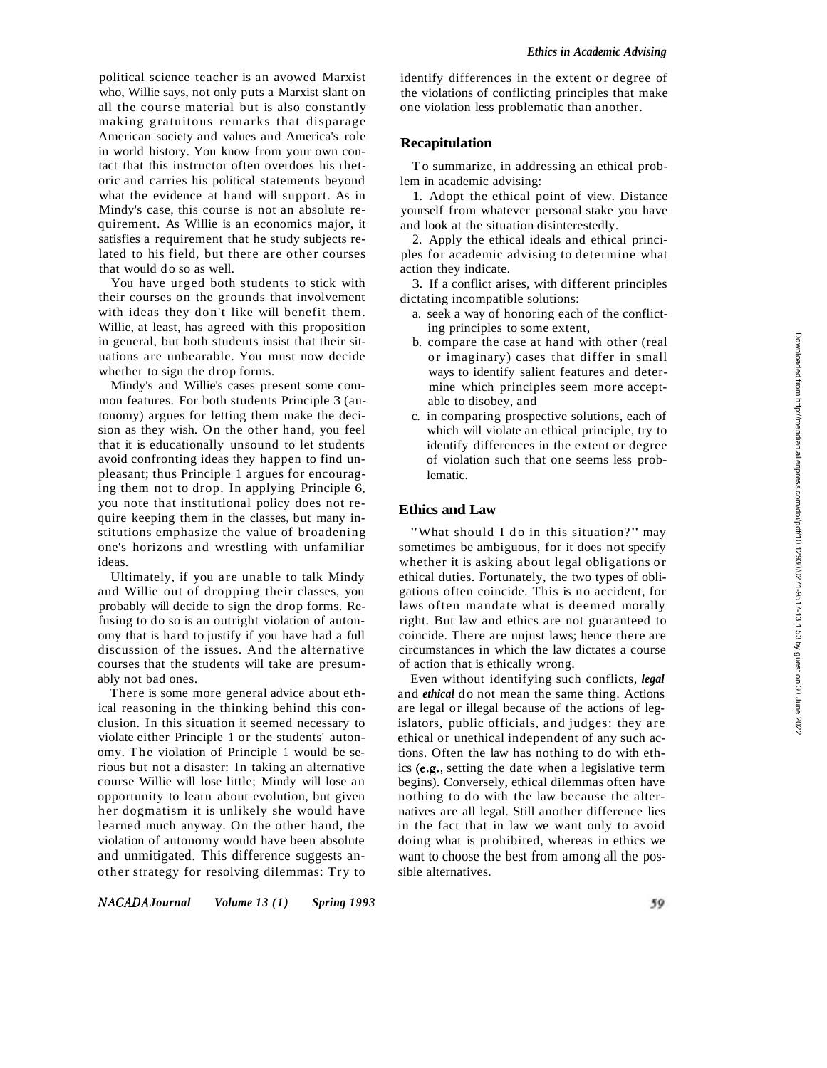political science teacher is an avowed Marxist who, Willie says, not only puts a Marxist slant on all the course material but is also constantly making gratuitous remarks that disparage American society and values and America's role in world history. You know from your own contact that this instructor often overdoes his rhetoric and carries his political statements beyond what the evidence at hand will support. As in Mindy's case, this course is not an absolute requirement. As Willie is an economics major, it satisfies a requirement that he study subjects related to his field, but there are other courses that would do so as well.

You have urged both students to stick with their courses on the grounds that involvement with ideas they don't like will benefit them. Willie, at least, has agreed with this proposition in general, but both students insist that their situations are unbearable. You must now decide whether to sign the drop forms.

Mindy's and Willie's cases present some common features. For both students Principle 3 (autonomy) argues for letting them make the decision as they wish. On the other hand, you feel that it is educationally unsound to let students avoid confronting ideas they happen to find unpleasant; thus Principle 1 argues for encouraging them not to drop. In applying Principle 6, you note that institutional policy does not require keeping them in the classes, but many institutions emphasize the value of broadening one's horizons and wrestling with unfamiliar ideas.

Ultimately, if you are unable to talk Mindy and Willie out of dropping their classes, you probably will decide to sign the drop forms. Refusing to do so is an outright violation of autonomy that is hard to justify if you have had a full discussion of the issues. And the alternative courses that the students will take are presumably not bad ones.

There is some more general advice about ethical reasoning in the thinking behind this conclusion. In this situation it seemed necessary to violate either Principle 1 or the students' autonomy. The violation of Principle 1 would be serious but not a disaster: In taking an alternative course Willie will lose little; Mindy will lose an opportunity to learn about evolution, but given her dogmatism it is unlikely she would have learned much anyway. On the other hand, the violation of autonomy would have been absolute and unmitigated. This difference suggests another strategy for resolving dilemmas: Try to identify differences in the extent or degree of the violations of conflicting principles that make one violation less problematic than another.

## Recapitulation

To summarize, in addressing an ethical problem in academic advising:

1. Adopt the ethical point of view. Distance yourself from whatever personal stake you have and look at the situation disinterestedly.
2. Apply the ethical ideals and ethical principles for academic advising to determine what action they indicate.
3. If a conflict arises, with different principles dictating incompatible solutions:
   a. seek a way of honoring each of the conflicting principles to some extent,
   b. compare the case at hand with other (real or imaginary) cases that differ in small ways to identify salient features and determine which principles seem more acceptable to disobey, and
   c. in comparing prospective solutions, each of which will violate an ethical principle, try to identify differences in the extent or degree of violation such that one seems less problematic.

## Ethics and Law

"What should I do in this situation?" may sometimes be ambiguous, for it does not specify whether it is asking about legal obligations or ethical duties. Fortunately, the two types of obligations often coincide. This is no accident, for laws often mandate what is deemed morally right. But law and ethics are not guaranteed to coincide. There are unjust laws; hence there are circumstances in which the law dictates a course of action that is ethically wrong.

Even without identifying such conflicts, ***legal*** and ***ethical*** do not mean the same thing. Actions are legal or illegal because of the actions of legislators, public officials, and judges: they are ethical or unethical independent of any such actions. Often the law has nothing to do with ethics (e.g., setting the date when a legislative term begins). Conversely, ethical dilemmas often have nothing to do with the law because the alternatives are all legal. Still another difference lies in the fact that in law we want only to avoid doing what is prohibited, whereas in ethics we want to choose the best from among all the possible alternatives.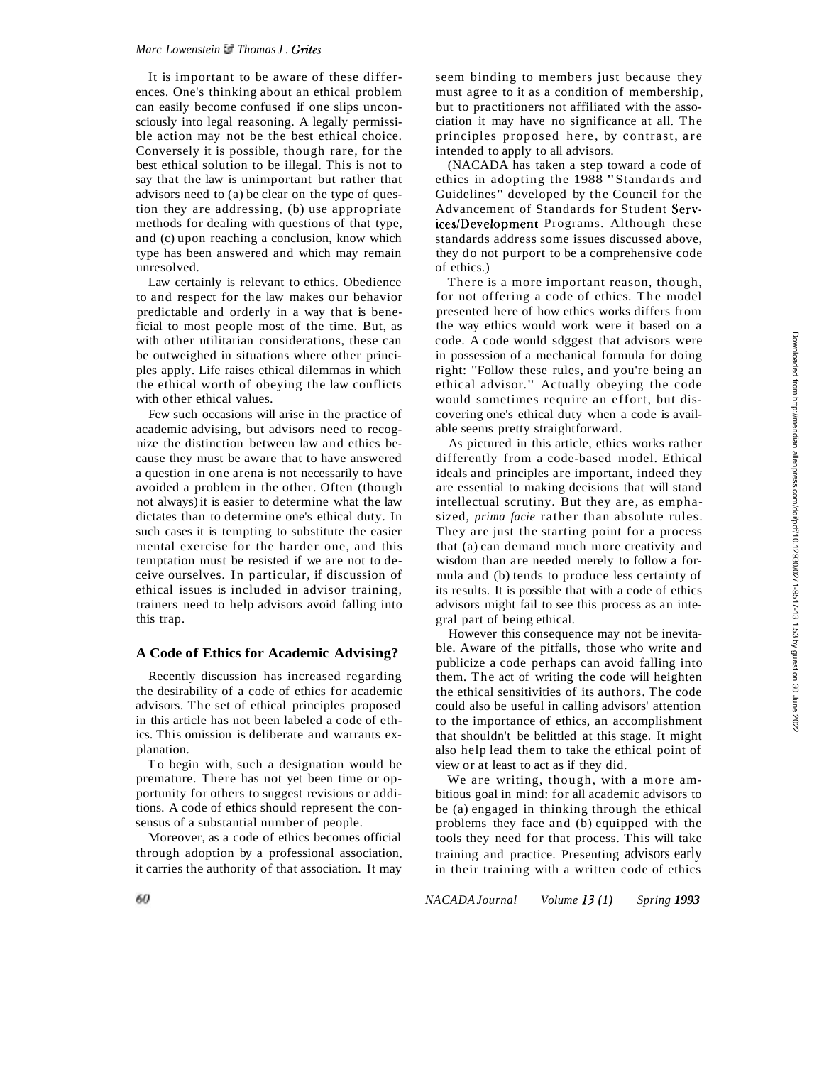It is important to be aware of these differences. One's thinking about an ethical problem can easily become confused if one slips unconsciously into legal reasoning. A legally permissible action may not be the best ethical choice. Conversely it is possible, though rare, for the best ethical solution to be illegal. This is not to say that the law is unimportant but rather that advisors need to (a) be clear on the type of question they are addressing, (b) use appropriate methods for dealing with questions of that type, and (c) upon reaching a conclusion, know which type has been answered and which may remain unresolved.

Law certainly is relevant to ethics. Obedience to and respect for the law makes our behavior predictable and orderly in a way that is beneficial to most people most of the time. But, as with other utilitarian considerations, these can be outweighed in situations where other principles apply. Life raises ethical dilemmas in which the ethical worth of obeying the law conflicts with other ethical values.

Few such occasions will arise in the practice of academic advising, but advisors need to recognize the distinction between law and ethics because they must be aware that to have answered a question in one arena is not necessarily to have avoided a problem in the other. Often (though not always) it is easier to determine what the law dictates than to determine one's ethical duty. In such cases it is tempting to substitute the easier mental exercise for the harder one, and this temptation must be resisted if we are not to deceive ourselves. In particular, if discussion of ethical issues is included in advisor training, trainers need to help advisors avoid falling into this trap.

## A Code of Ethics for Academic Advising?

Recently discussion has increased regarding the desirability of a code of ethics for academic advisors. The set of ethical principles proposed in this article has not been labeled a code of ethics. This omission is deliberate and warrants explanation.

To begin with, such a designation would be premature. There has not yet been time or opportunity for others to suggest revisions or additions. A code of ethics should represent the consensus of a substantial number of people.

Moreover, as a code of ethics becomes official through adoption by a professional association, it carries the authority of that association. It may seem binding to members just because they must agree to it as a condition of membership, but to practitioners not affiliated with the association it may have no significance at all. The principles proposed here, by contrast, are intended to apply to all advisors.

(NACADA has taken a step toward a code of ethics in adopting the 1988 "Standards and Guidelines" developed by the Council for the Advancement of Standards for Student Services/Development Programs. Although these standards address some issues discussed above, they do not purport to be a comprehensive code of ethics.)

There is a more important reason, though, for not offering a code of ethics. The model presented here of how ethics works differs from the way ethics would work were it based on a code. A code would sdggest that advisors were in possession of a mechanical formula for doing right: "Follow these rules, and you're being an ethical advisor." Actually obeying the code would sometimes require an effort, but discovering one's ethical duty when a code is available seems pretty straightforward.

As pictured in this article, ethics works rather differently from a code-based model. Ethical ideals and principles are important, indeed they are essential to making decisions that will stand intellectual scrutiny. But they are, as emphasized, *prima facie* rather than absolute rules. They are just the starting point for a process that (a) can demand much more creativity and wisdom than are needed merely to follow a formula and (b) tends to produce less certainty of its results. It is possible that with a code of ethics advisors might fail to see this process as an integral part of being ethical.

However this consequence may not be inevitable. Aware of the pitfalls, those who write and publicize a code perhaps can avoid falling into them. The act of writing the code will heighten the ethical sensitivities of its authors. The code could also be useful in calling advisors' attention to the importance of ethics, an accomplishment that shouldn't be belittled at this stage. It might also help lead them to take the ethical point of view or at least to act as if they did.

We are writing, though, with a more ambitious goal in mind: for all academic advisors to be (a) engaged in thinking through the ethical problems they face and (b) equipped with the tools they need for that process. This will take training and practice. Presenting advisors early in their training with a written code of ethics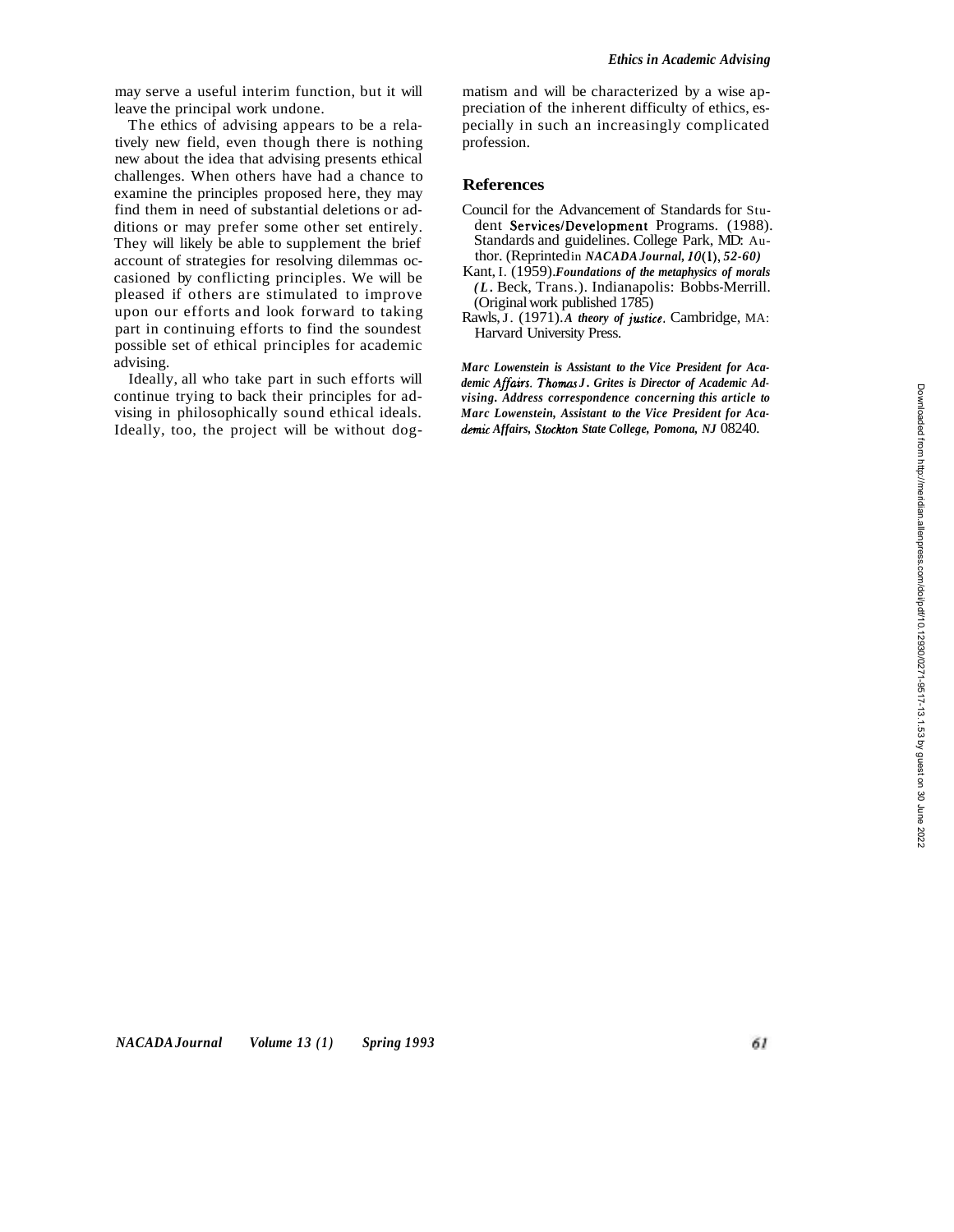may serve a useful interim function, but it will leave the principal work undone.

The ethics of advising appears to be a relatively new field, even though there is nothing new about the idea that advising presents ethical challenges. When others have had a chance to examine the principles proposed here, they may find them in need of substantial deletions or additions or may prefer some other set entirely. They will likely be able to supplement the brief account of strategies for resolving dilemmas occasioned by conflicting principles. We will be pleased if others are stimulated to improve upon our efforts and look forward to taking part in continuing efforts to find the soundest possible set of ethical principles for academic advising.

Ideally, all who take part in such efforts will continue trying to back their principles for advising in philosophically sound ethical ideals. Ideally, too, the project will be without dogmatism and will be characterized by a wise appreciation of the inherent difficulty of ethics, especially in such an increasingly complicated profession.

## References

Council for the Advancement of Standards for Student Services/Development Programs. (1988). Standards and guidelines. College Park, MD: Author. (Reprinted in *NACADA Journal, 10*(1), 52-60)

Kant, I. (1959). *Foundations of the metaphysics of morals* (L. Beck, Trans.). Indianapolis: Bobbs-Merrill. (Original work published 1785)

Rawls, J. (1971). *A theory of justice*. Cambridge, MA: Harvard University Press.

*Marc Lowenstein is Assistant to the Vice President for Academic Affairs. Thomas J. Grites is Director of Academic Advising. Address correspondence concerning this article to Marc Lowenstein, Assistant to the Vice President for Academic Affairs, Stockton State College, Pomona, NJ 08240.*